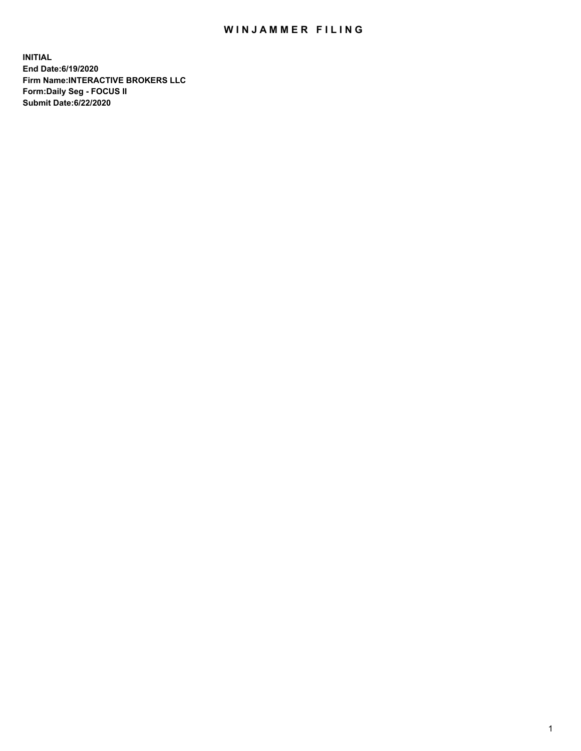# WINJAMMER FILING

**INITIAL**
**End Date:6/19/2020**
**Firm Name:INTERACTIVE BROKERS LLC**
**Form:Daily Seg - FOCUS II**
**Submit Date:6/22/2020**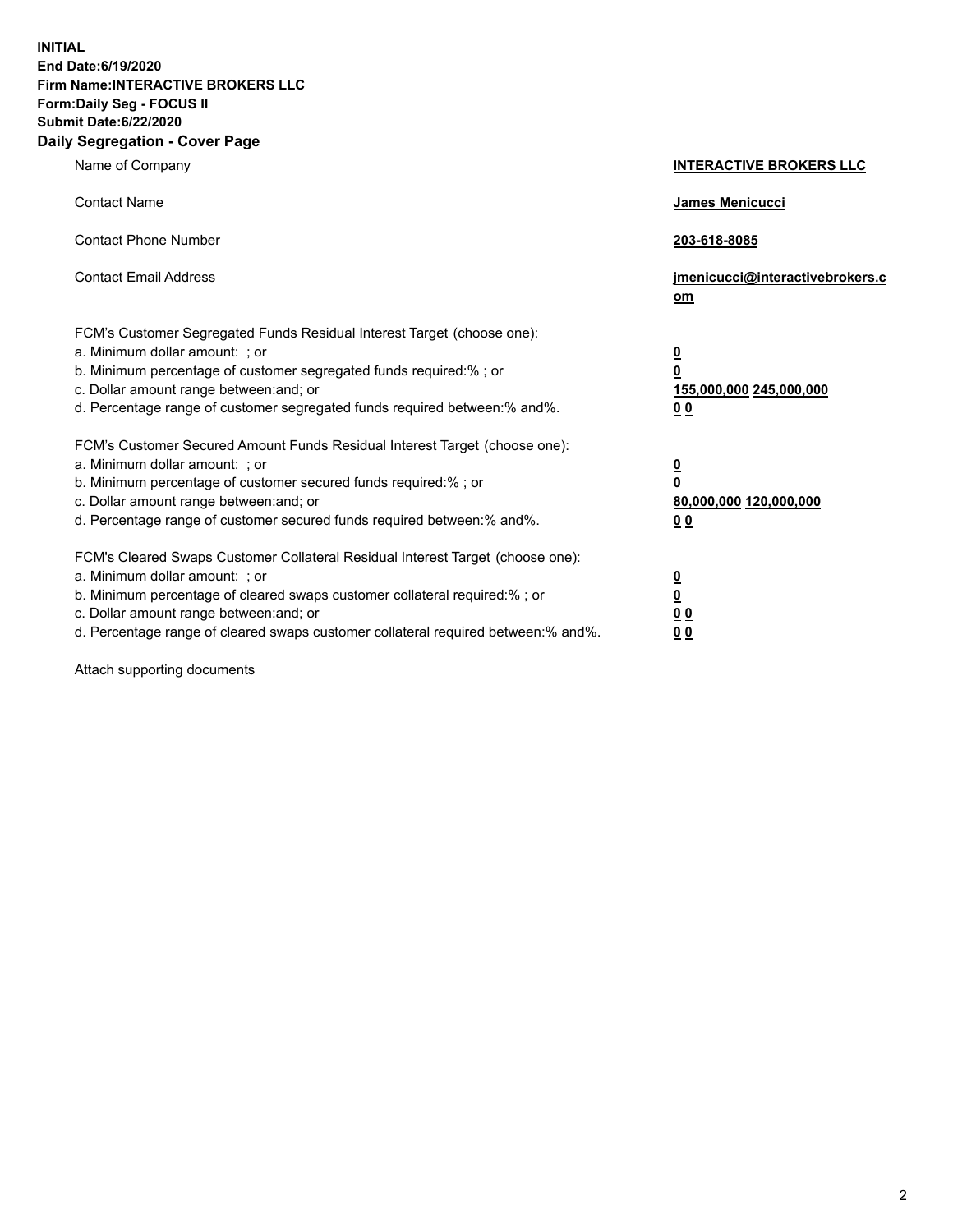**INITIAL**
**End Date:6/19/2020**
**Firm Name:INTERACTIVE BROKERS LLC**
**Form:Daily Seg - FOCUS II**
**Submit Date:6/22/2020**

## Daily Segregation - Cover Page

| | |
|---|---|
| Name of Company | **INTERACTIVE BROKERS LLC** |
| Contact Name | **James Menicucci** |
| Contact Phone Number | **203-618-8085** |
| Contact Email Address | **jmenicucci@interactivebrokers.com** |
| FCM's Customer Segregated Funds Residual Interest Target (choose one): | |
| a. Minimum dollar amount: ; or | **0** |
| b. Minimum percentage of customer segregated funds required:% ; or | **0** |
| c. Dollar amount range between:and; or | **155,000,000 245,000,000** |
| d. Percentage range of customer segregated funds required between:% and%. | **0 0** |
| FCM's Customer Secured Amount Funds Residual Interest Target (choose one): | |
| a. Minimum dollar amount: ; or | **0** |
| b. Minimum percentage of customer secured funds required:% ; or | **0** |
| c. Dollar amount range between:and; or | **80,000,000 120,000,000** |
| d. Percentage range of customer secured funds required between:% and%. | **0 0** |
| FCM's Cleared Swaps Customer Collateral Residual Interest Target (choose one): | |
| a. Minimum dollar amount: ; or | **0** |
| b. Minimum percentage of cleared swaps customer collateral required:% ; or | **0** |
| c. Dollar amount range between:and; or | **0 0** |
| d. Percentage range of cleared swaps customer collateral required between:% and%. | **0 0** |

Attach supporting documents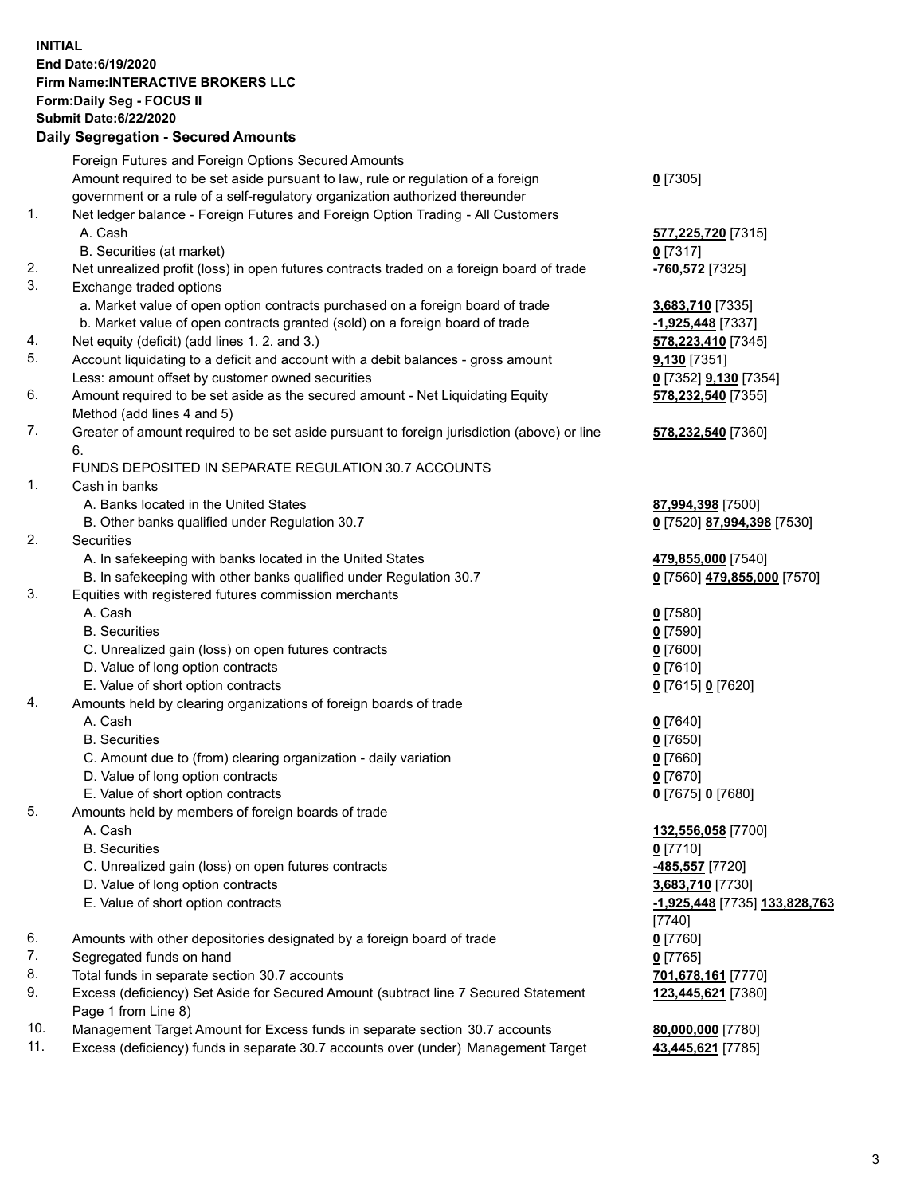**INITIAL**
**End Date:6/19/2020**
**Firm Name:INTERACTIVE BROKERS LLC**
**Form:Daily Seg - FOCUS II**
**Submit Date:6/22/2020**

### Daily Segregation - Secured Amounts

| | | |
|---|---|---|
| | Foreign Futures and Foreign Options Secured Amounts | |
| | Amount required to be set aside pursuant to law, rule or regulation of a foreign government or a rule of a self-regulatory organization authorized thereunder | **0** [7305] |
| 1. | Net ledger balance - Foreign Futures and Foreign Option Trading - All Customers | |
| | A. Cash | **577,225,720** [7315] |
| | B. Securities (at market) | **0** [7317] |
| 2. | Net unrealized profit (loss) in open futures contracts traded on a foreign board of trade | **-760,572** [7325] |
| 3. | Exchange traded options | |
| | a. Market value of open option contracts purchased on a foreign board of trade | **3,683,710** [7335] |
| | b. Market value of open contracts granted (sold) on a foreign board of trade | **-1,925,448** [7337] |
| 4. | Net equity (deficit) (add lines 1. 2. and 3.) | **578,223,410** [7345] |
| 5. | Account liquidating to a deficit and account with a debit balances - gross amount | **9,130** [7351] |
| | Less: amount offset by customer owned securities | **0** [7352] **9,130** [7354] |
| 6. | Amount required to be set aside as the secured amount - Net Liquidating Equity Method (add lines 4 and 5) | **578,232,540** [7355] |
| 7. | Greater of amount required to be set aside pursuant to foreign jurisdiction (above) or line 6. | **578,232,540** [7360] |
| | FUNDS DEPOSITED IN SEPARATE REGULATION 30.7 ACCOUNTS | |
| 1. | Cash in banks | |
| | A. Banks located in the United States | **87,994,398** [7500] |
| | B. Other banks qualified under Regulation 30.7 | **0** [7520] **87,994,398** [7530] |
| 2. | Securities | |
| | A. In safekeeping with banks located in the United States | **479,855,000** [7540] |
| | B. In safekeeping with other banks qualified under Regulation 30.7 | **0** [7560] **479,855,000** [7570] |
| 3. | Equities with registered futures commission merchants | |
| | A. Cash | **0** [7580] |
| | B. Securities | **0** [7590] |
| | C. Unrealized gain (loss) on open futures contracts | **0** [7600] |
| | D. Value of long option contracts | **0** [7610] |
| | E. Value of short option contracts | **0** [7615] **0** [7620] |
| 4. | Amounts held by clearing organizations of foreign boards of trade | |
| | A. Cash | **0** [7640] |
| | B. Securities | **0** [7650] |
| | C. Amount due to (from) clearing organization - daily variation | **0** [7660] |
| | D. Value of long option contracts | **0** [7670] |
| | E. Value of short option contracts | **0** [7675] **0** [7680] |
| 5. | Amounts held by members of foreign boards of trade | |
| | A. Cash | **132,556,058** [7700] |
| | B. Securities | **0** [7710] |
| | C. Unrealized gain (loss) on open futures contracts | **-485,557** [7720] |
| | D. Value of long option contracts | **3,683,710** [7730] |
| | E. Value of short option contracts | **-1,925,448** [7735] **133,828,763** [7740] |
| 6. | Amounts with other depositories designated by a foreign board of trade | **0** [7760] |
| 7. | Segregated funds on hand | **0** [7765] |
| 8. | Total funds in separate section 30.7 accounts | **701,678,161** [7770] |
| 9. | Excess (deficiency) Set Aside for Secured Amount (subtract line 7 Secured Statement Page 1 from Line 8) | **123,445,621** [7380] |
| 10. | Management Target Amount for Excess funds in separate section 30.7 accounts | **80,000,000** [7780] |
| 11. | Excess (deficiency) funds in separate 30.7 accounts over (under) Management Target | **43,445,621** [7785] |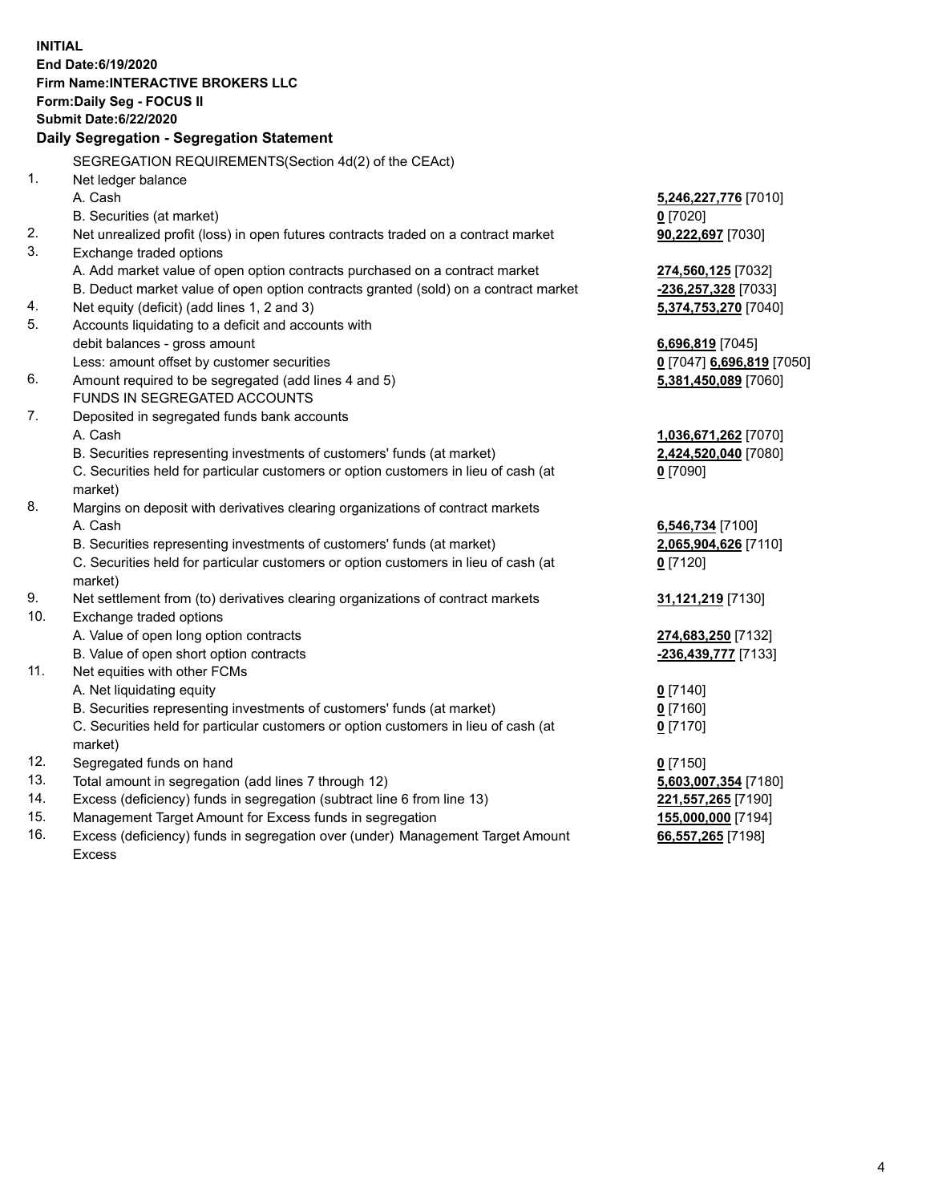**INITIAL**
**End Date:6/19/2020**
**Firm Name:INTERACTIVE BROKERS LLC**
**Form:Daily Seg - FOCUS II**
**Submit Date:6/22/2020**

### Daily Segregation - Segregation Statement

SEGREGATION REQUIREMENTS(Section 4d(2) of the CEAct)

| | | |
|---|---|---|
| 1. | Net ledger balance | |
| | A. Cash | **5,246,227,776** [7010] |
| | B. Securities (at market) | **0** [7020] |
| 2. | Net unrealized profit (loss) in open futures contracts traded on a contract market | **90,222,697** [7030] |
| 3. | Exchange traded options | |
| | A. Add market value of open option contracts purchased on a contract market | **274,560,125** [7032] |
| | B. Deduct market value of open option contracts granted (sold) on a contract market | **-236,257,328** [7033] |
| 4. | Net equity (deficit) (add lines 1, 2 and 3) | **5,374,753,270** [7040] |
| 5. | Accounts liquidating to a deficit and accounts with | |
| | debit balances - gross amount | **6,696,819** [7045] |
| | Less: amount offset by customer securities | **0** [7047] **6,696,819** [7050] |
| 6. | Amount required to be segregated (add lines 4 and 5) | **5,381,450,089** [7060] |
| | FUNDS IN SEGREGATED ACCOUNTS | |
| 7. | Deposited in segregated funds bank accounts | |
| | A. Cash | **1,036,671,262** [7070] |
| | B. Securities representing investments of customers' funds (at market) | **2,424,520,040** [7080] |
| | C. Securities held for particular customers or option customers in lieu of cash (at market) | **0** [7090] |
| 8. | Margins on deposit with derivatives clearing organizations of contract markets | |
| | A. Cash | **6,546,734** [7100] |
| | B. Securities representing investments of customers' funds (at market) | **2,065,904,626** [7110] |
| | C. Securities held for particular customers or option customers in lieu of cash (at market) | **0** [7120] |
| 9. | Net settlement from (to) derivatives clearing organizations of contract markets | **31,121,219** [7130] |
| 10. | Exchange traded options | |
| | A. Value of open long option contracts | **274,683,250** [7132] |
| | B. Value of open short option contracts | **-236,439,777** [7133] |
| 11. | Net equities with other FCMs | |
| | A. Net liquidating equity | **0** [7140] |
| | B. Securities representing investments of customers' funds (at market) | **0** [7160] |
| | C. Securities held for particular customers or option customers in lieu of cash (at market) | **0** [7170] |
| 12. | Segregated funds on hand | **0** [7150] |
| 13. | Total amount in segregation (add lines 7 through 12) | **5,603,007,354** [7180] |
| 14. | Excess (deficiency) funds in segregation (subtract line 6 from line 13) | **221,557,265** [7190] |
| 15. | Management Target Amount for Excess funds in segregation | **155,000,000** [7194] |
| 16. | Excess (deficiency) funds in segregation over (under) Management Target Amount Excess | **66,557,265** [7198] |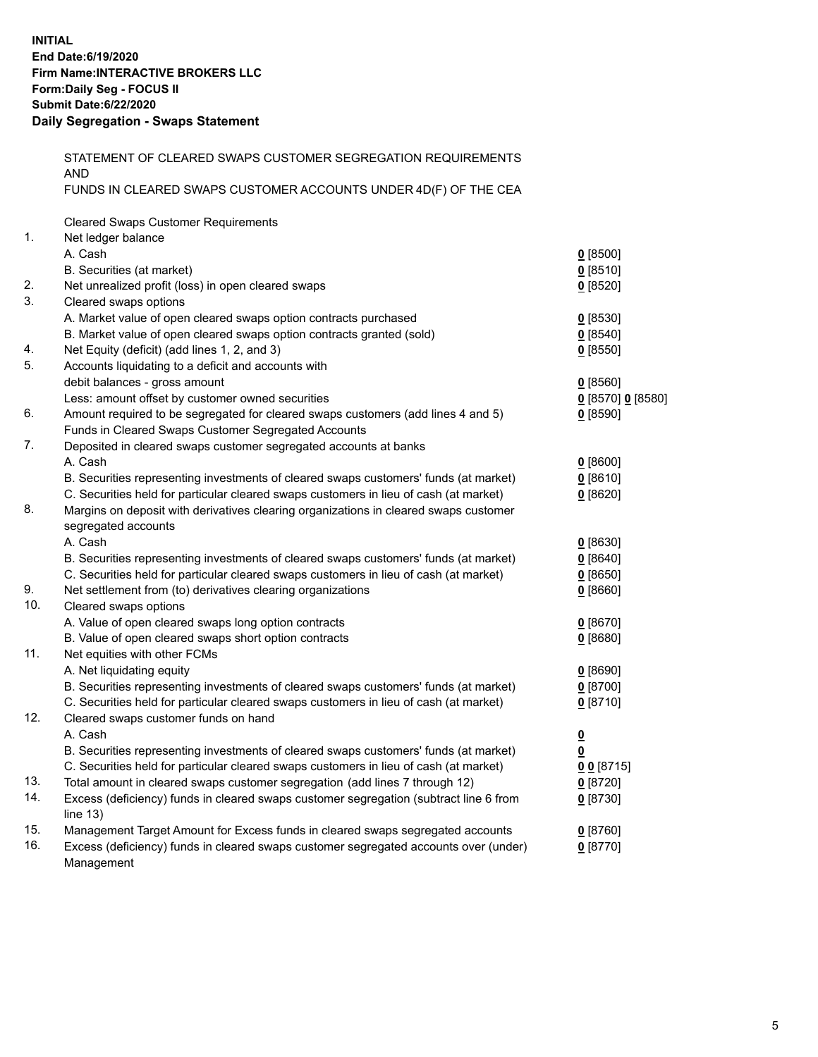**INITIAL**
**End Date:6/19/2020**
**Firm Name:INTERACTIVE BROKERS LLC**
**Form:Daily Seg - FOCUS II**
**Submit Date:6/22/2020**
**Daily Segregation - Swaps Statement**

STATEMENT OF CLEARED SWAPS CUSTOMER SEGREGATION REQUIREMENTS AND FUNDS IN CLEARED SWAPS CUSTOMER ACCOUNTS UNDER 4D(F) OF THE CEA

| | | |
|---|---|---|
| | Cleared Swaps Customer Requirements | |
| 1. | Net ledger balance | |
| | A. Cash | 0 [8500] |
| | B. Securities (at market) | 0 [8510] |
| 2. | Net unrealized profit (loss) in open cleared swaps | 0 [8520] |
| 3. | Cleared swaps options | |
| | A. Market value of open cleared swaps option contracts purchased | 0 [8530] |
| | B. Market value of open cleared swaps option contracts granted (sold) | 0 [8540] |
| 4. | Net Equity (deficit) (add lines 1, 2, and 3) | 0 [8550] |
| 5. | Accounts liquidating to a deficit and accounts with debit balances - gross amount | 0 [8560] |
| | Less: amount offset by customer owned securities | 0 [8570] 0 [8580] |
| 6. | Amount required to be segregated for cleared swaps customers (add lines 4 and 5) | 0 [8590] |
| | Funds in Cleared Swaps Customer Segregated Accounts | |
| 7. | Deposited in cleared swaps customer segregated accounts at banks | |
| | A. Cash | 0 [8600] |
| | B. Securities representing investments of cleared swaps customers' funds (at market) | 0 [8610] |
| | C. Securities held for particular cleared swaps customers in lieu of cash (at market) | 0 [8620] |
| 8. | Margins on deposit with derivatives clearing organizations in cleared swaps customer segregated accounts | |
| | A. Cash | 0 [8630] |
| | B. Securities representing investments of cleared swaps customers' funds (at market) | 0 [8640] |
| | C. Securities held for particular cleared swaps customers in lieu of cash (at market) | 0 [8650] |
| 9. | Net settlement from (to) derivatives clearing organizations | 0 [8660] |
| 10. | Cleared swaps options | |
| | A. Value of open cleared swaps long option contracts | 0 [8670] |
| | B. Value of open cleared swaps short option contracts | 0 [8680] |
| 11. | Net equities with other FCMs | |
| | A. Net liquidating equity | 0 [8690] |
| | B. Securities representing investments of cleared swaps customers' funds (at market) | 0 [8700] |
| | C. Securities held for particular cleared swaps customers in lieu of cash (at market) | 0 [8710] |
| 12. | Cleared swaps customer funds on hand | |
| | A. Cash | 0 |
| | B. Securities representing investments of cleared swaps customers' funds (at market) | 0 |
| | C. Securities held for particular cleared swaps customers in lieu of cash (at market) | 0 0 [8715] |
| 13. | Total amount in cleared swaps customer segregation (add lines 7 through 12) | 0 [8720] |
| 14. | Excess (deficiency) funds in cleared swaps customer segregation (subtract line 6 from line 13) | 0 [8730] |
| 15. | Management Target Amount for Excess funds in cleared swaps segregated accounts | 0 [8760] |
| 16. | Excess (deficiency) funds in cleared swaps customer segregated accounts over (under) Management | 0 [8770] |